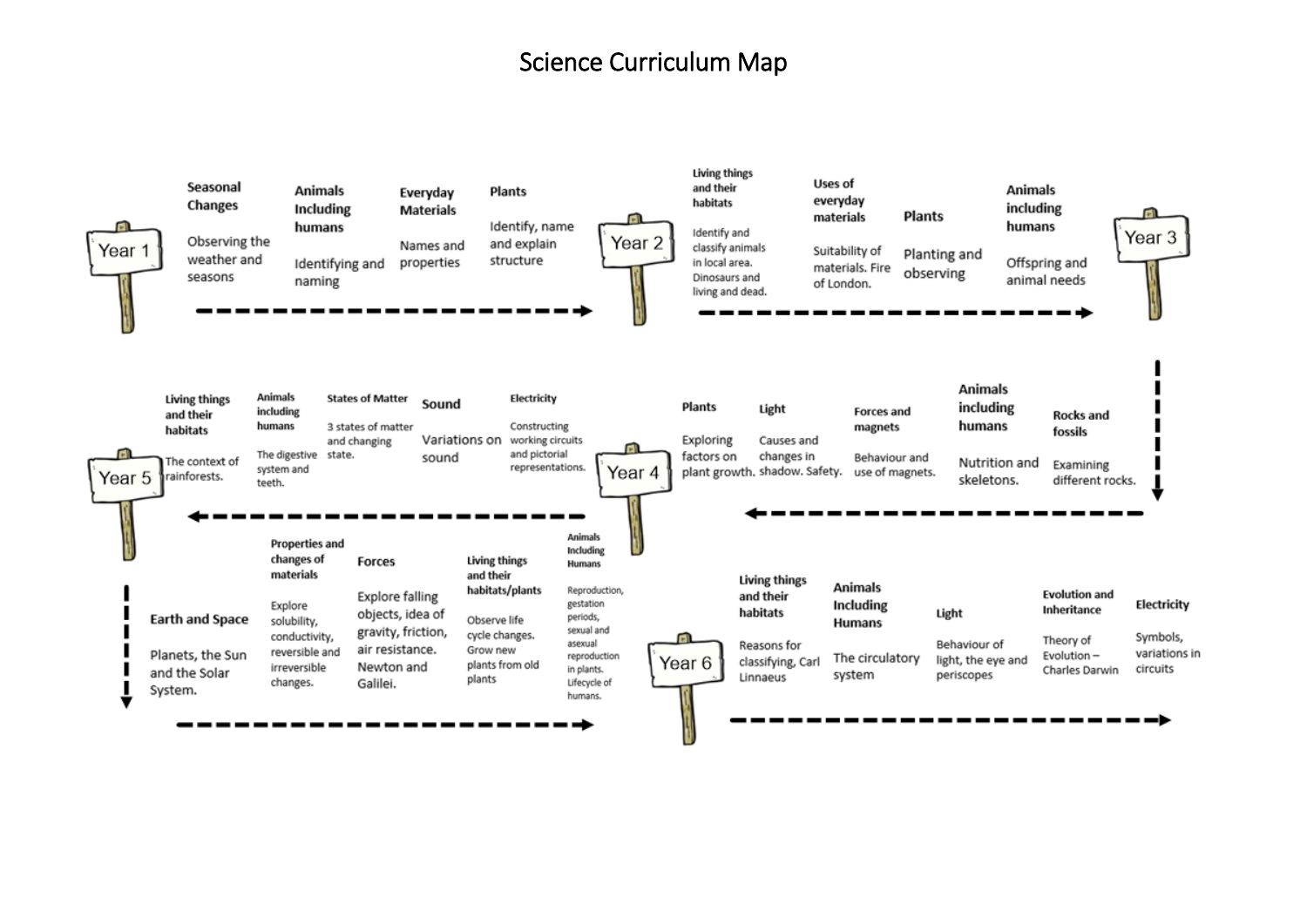# Science Curriculum Map

## Year 1

- **Seasonal Changes** – Observing the weather and seasons
- **Animals Including humans** – Identifying and naming
- **Everyday Materials** – Names and properties
- **Plants** – Identify, name and explain structure

## Year 2

- **Living things and their habitats** – Identify and classify animals in local area. Dinosaurs and living and dead.
- **Uses of everyday materials** – Suitability of materials. Fire of London.
- **Plants** – Planting and observing
- **Animals including humans** – Offspring and animal needs

## Year 3

- **Rocks and fossils** – Examining different rocks.
- **Animals including humans** – Nutrition and skeletons.
- **Forces and magnets** – Behaviour and use of magnets.
- **Light** – Causes and changes in shadow. Safety.
- **Plants** – Exploring factors on plant growth.

## Year 4

- **Electricity** – Constructing working circuits and pictorial representations.
- **Sound** – Variations on sound
- **States of Matter** – 3 states of matter and changing state.
- **Animals including humans** – The digestive system and teeth.
- **Living things and their habitats** – The context of rainforests.

## Year 5

- **Earth and Space** – Planets, the Sun and the Solar System.
- **Properties and changes of materials** – Explore solubility, conductivity, reversible and irreversible changes.
- **Forces** – Explore falling objects, idea of gravity, friction, air resistance. Newton and Galilei.
- **Living things and their habitats/plants** – Observe life cycle changes. Grow new plants from old plants
- **Animals Including Humans** – Reproduction, gestation periods, sexual and asexual reproduction in plants. Lifecycle of humans.

## Year 6

- **Living things and their habitats** – Reasons for classifying, Carl Linnaeus
- **Animals Including Humans** – The circulatory system
- **Light** – Behaviour of light, the eye and periscopes
- **Evolution and Inheritance** – Theory of Evolution – Charles Darwin
- **Electricity** – Symbols, variations in circuits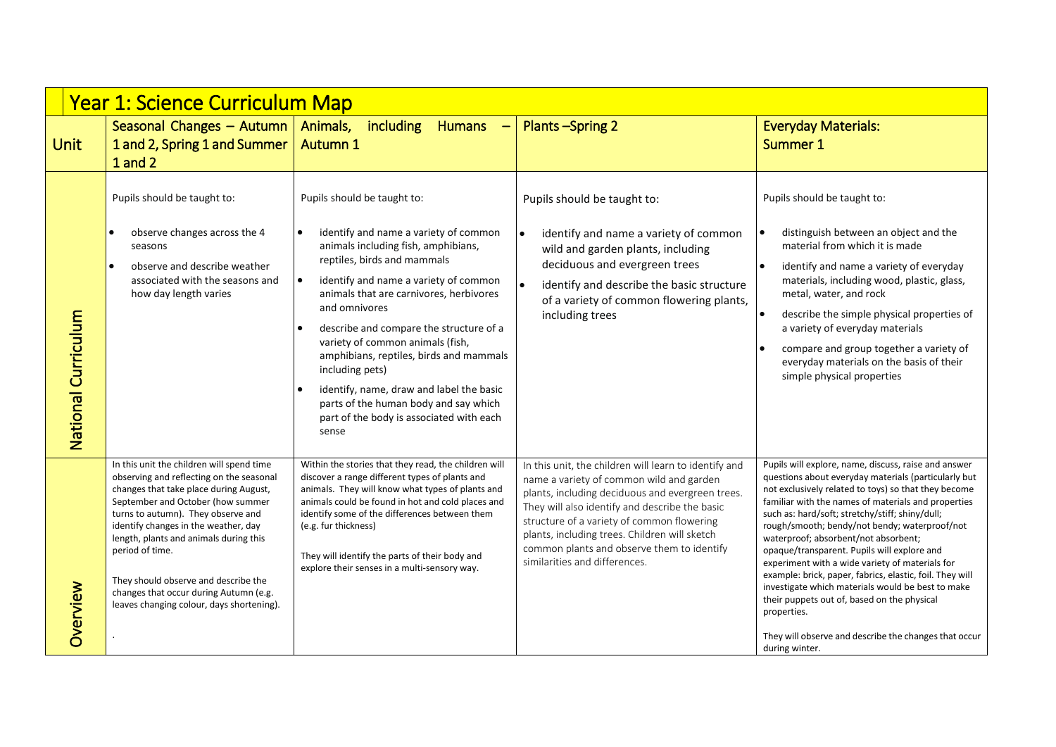## Year 1: Science Curriculum Map

| Unit | Seasonal Changes – Autumn 1 and 2, Spring 1 and Summer 1 and 2 | Animals, including Humans – Autumn 1 | Plants –Spring 2 | Everyday Materials: Summer 1 |
|---|---|---|---|---|
| National Curriculum | Pupils should be taught to:<br>• observe changes across the 4 seasons<br>• observe and describe weather associated with the seasons and how day length varies | Pupils should be taught to:<br>• identify and name a variety of common animals including fish, amphibians, reptiles, birds and mammals<br>• identify and name a variety of common animals that are carnivores, herbivores and omnivores<br>• describe and compare the structure of a variety of common animals (fish, amphibians, reptiles, birds and mammals including pets)<br>• identify, name, draw and label the basic parts of the human body and say which part of the body is associated with each sense | Pupils should be taught to:<br>• identify and name a variety of common wild and garden plants, including deciduous and evergreen trees<br>• identify and describe the basic structure of a variety of common flowering plants, including trees | Pupils should be taught to:<br>• distinguish between an object and the material from which it is made<br>• identify and name a variety of everyday materials, including wood, plastic, glass, metal, water, and rock<br>• describe the simple physical properties of a variety of everyday materials<br>• compare and group together a variety of everyday materials on the basis of their simple physical properties |
| Overview | In this unit the children will spend time observing and reflecting on the seasonal changes that take place during August, September and October (how summer turns to autumn). They observe and identify changes in the weather, day length, plants and animals during this period of time.<br><br>They should observe and describe the changes that occur during Autumn (e.g. leaves changing colour, days shortening).<br><br>. | Within the stories that they read, the children will discover a range different types of plants and animals. They will know what types of plants and animals could be found in hot and cold places and identify some of the differences between them (e.g. fur thickness)<br><br>They will identify the parts of their body and explore their senses in a multi-sensory way. | In this unit, the children will learn to identify and name a variety of common wild and garden plants, including deciduous and evergreen trees. They will also identify and describe the basic structure of a variety of common flowering plants, including trees. Children will sketch common plants and observe them to identify similarities and differences. | Pupils will explore, name, discuss, raise and answer questions about everyday materials (particularly but not exclusively related to toys) so that they become familiar with the names of materials and properties such as: hard/soft; stretchy/stiff; shiny/dull; rough/smooth; bendy/not bendy; waterproof/not waterproof; absorbent/not absorbent; opaque/transparent. Pupils will explore and experiment with a wide variety of materials for example: brick, paper, fabrics, elastic, foil. They will investigate which materials would be best to make their puppets out of, based on the physical properties.<br><br>They will observe and describe the changes that occur during winter. |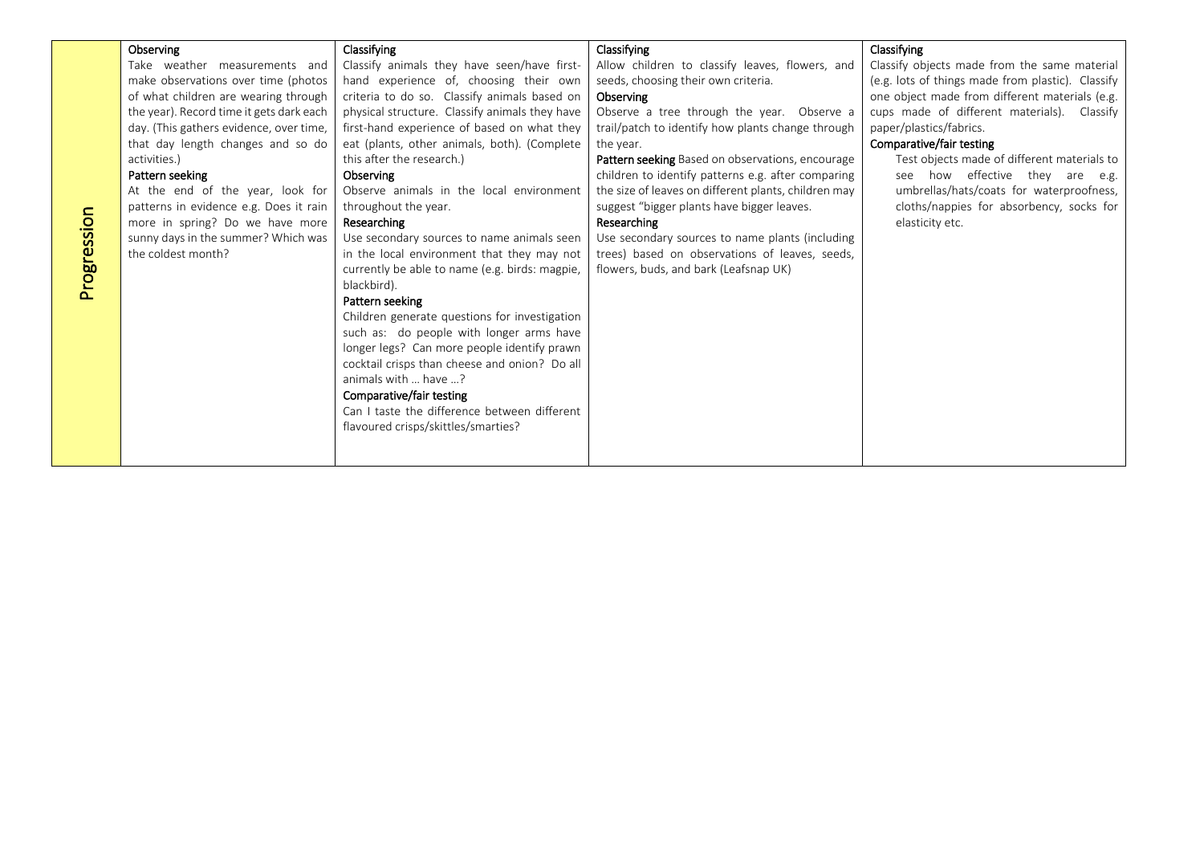| Progression | **Observing**<br>Take weather measurements and make observations over time (photos of what children are wearing through the year). Record time it gets dark each day. (This gathers evidence, over time, that day length changes and so do activities.)<br>**Pattern seeking**<br>At the end of the year, look for patterns in evidence e.g. Does it rain more in spring? Do we have more sunny days in the summer? Which was the coldest month? | **Classifying**<br>Classify animals they have seen/have first-hand experience of, choosing their own criteria to do so. Classify animals based on physical structure. Classify animals they have first-hand experience of based on what they eat (plants, other animals, both). (Complete this after the research.)<br>**Observing**<br>Observe animals in the local environment throughout the year.<br>**Researching**<br>Use secondary sources to name animals seen in the local environment that they may not currently be able to name (e.g. birds: magpie, blackbird).<br>**Pattern seeking**<br>Children generate questions for investigation such as: do people with longer arms have longer legs? Can more people identify prawn cocktail crisps than cheese and onion? Do all animals with … have …?<br>**Comparative/fair testing**<br>Can I taste the difference between different flavoured crisps/skittles/smarties? | **Classifying**<br>Allow children to classify leaves, flowers, and seeds, choosing their own criteria.<br>**Observing**<br>Observe a tree through the year. Observe a trail/patch to identify how plants change through the year.<br>**Pattern seeking** Based on observations, encourage children to identify patterns e.g. after comparing the size of leaves on different plants, children may suggest "bigger plants have bigger leaves.<br>**Researching**<br>Use secondary sources to name plants (including trees) based on observations of leaves, seeds, flowers, buds, and bark (Leafsnap UK) | **Classifying**<br>Classify objects made from the same material (e.g. lots of things made from plastic). Classify one object made from different materials (e.g. cups made of different materials). Classify paper/plastics/fabrics.<br>**Comparative/fair testing**<br>Test objects made of different materials to see how effective they are e.g. umbrellas/hats/coats for waterproofness, cloths/nappies for absorbency, socks for elasticity etc. |
|---|---|---|---|---|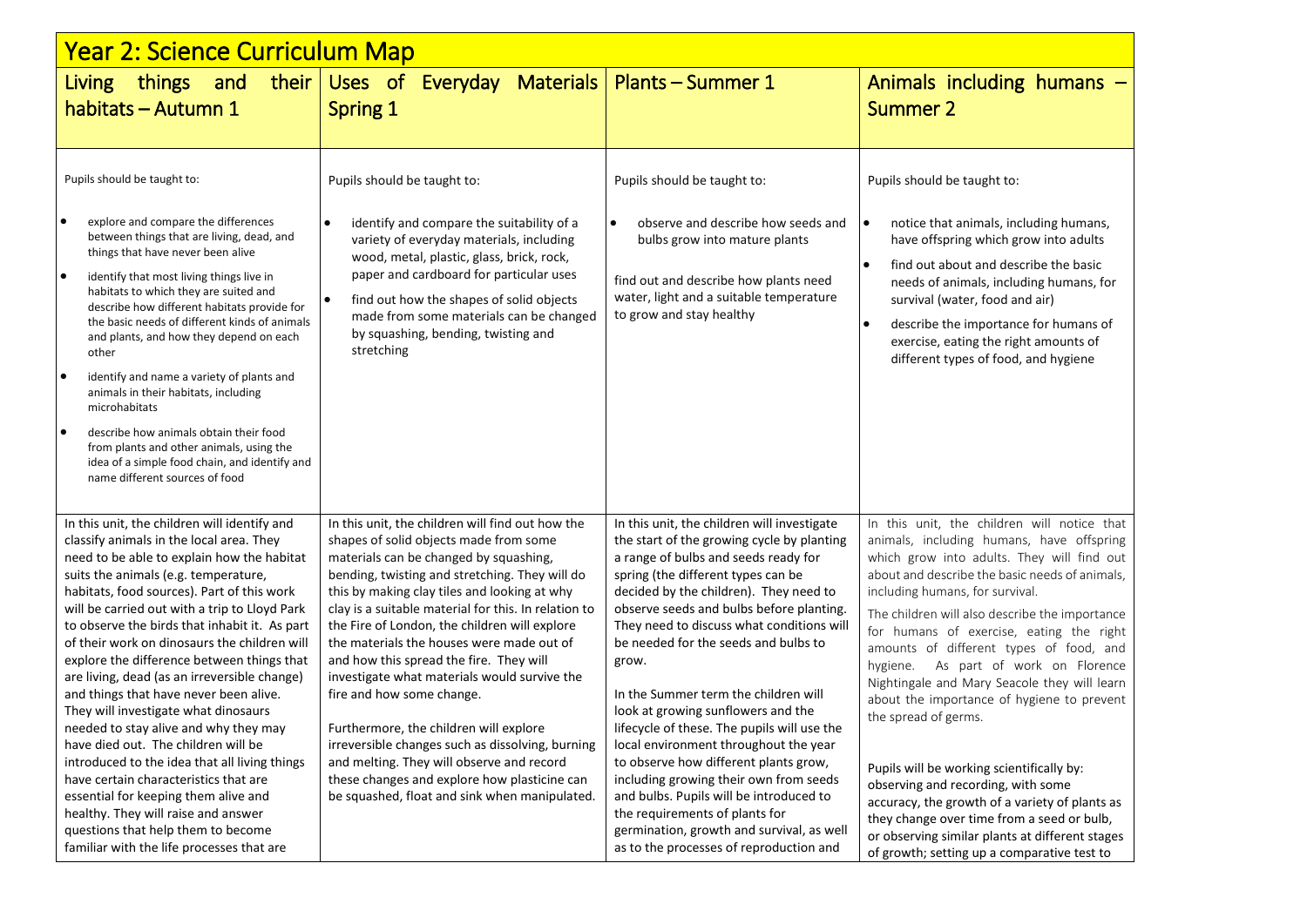# Year 2: Science Curriculum Map

| Living things and their habitats – Autumn 1 | Uses of Everyday Materials Spring 1 | Plants – Summer 1 | Animals including humans – Summer 2 |
| --- | --- | --- | --- |
| Pupils should be taught to:<br><br>• explore and compare the differences between things that are living, dead, and things that have never been alive<br>• identify that most living things live in habitats to which they are suited and describe how different habitats provide for the basic needs of different kinds of animals and plants, and how they depend on each other<br>• identify and name a variety of plants and animals in their habitats, including microhabitats<br>• describe how animals obtain their food from plants and other animals, using the idea of a simple food chain, and identify and name different sources of food | Pupils should be taught to:<br><br>• identify and compare the suitability of a variety of everyday materials, including wood, metal, plastic, glass, brick, rock, paper and cardboard for particular uses<br>• find out how the shapes of solid objects made from some materials can be changed by squashing, bending, twisting and stretching | Pupils should be taught to:<br><br>• observe and describe how seeds and bulbs grow into mature plants<br><br>find out and describe how plants need water, light and a suitable temperature to grow and stay healthy | Pupils should be taught to:<br><br>• notice that animals, including humans, have offspring which grow into adults<br>• find out about and describe the basic needs of animals, including humans, for survival (water, food and air)<br>• describe the importance for humans of exercise, eating the right amounts of different types of food, and hygiene |
| In this unit, the children will identify and classify animals in the local area. They need to be able to explain how the habitat suits the animals (e.g. temperature, habitats, food sources). Part of this work will be carried out with a trip to Lloyd Park to observe the birds that inhabit it. As part of their work on dinosaurs the children will explore the difference between things that are living, dead (as an irreversible change) and things that have never been alive. They will investigate what dinosaurs needed to stay alive and why they may have died out. The children will be introduced to the idea that all living things have certain characteristics that are essential for keeping them alive and healthy. They will raise and answer questions that help them to become familiar with the life processes that are | In this unit, the children will find out how the shapes of solid objects made from some materials can be changed by squashing, bending, twisting and stretching. They will do this by making clay tiles and looking at why clay is a suitable material for this. In relation to the Fire of London, the children will explore the materials the houses were made out of and how this spread the fire. They will investigate what materials would survive the fire and how some change.<br><br>Furthermore, the children will explore irreversible changes such as dissolving, burning and melting. They will observe and record these changes and explore how plasticine can be squashed, float and sink when manipulated. | In this unit, the children will investigate the start of the growing cycle by planting a range of bulbs and seeds ready for spring (the different types can be decided by the children). They need to observe seeds and bulbs before planting. They need to discuss what conditions will be needed for the seeds and bulbs to grow.<br><br>In the Summer term the children will look at growing sunflowers and the lifecycle of these. The pupils will use the local environment throughout the year to observe how different plants grow, including growing their own from seeds and bulbs. Pupils will be introduced to the requirements of plants for germination, growth and survival, as well as to the processes of reproduction and | In this unit, the children will notice that animals, including humans, have offspring which grow into adults. They will find out about and describe the basic needs of animals, including humans, for survival.<br><br>The children will also describe the importance for humans of exercise, eating the right amounts of different types of food, and hygiene. As part of work on Florence Nightingale and Mary Seacole they will learn about the importance of hygiene to prevent the spread of germs.<br><br>Pupils will be working scientifically by: observing and recording, with some accuracy, the growth of a variety of plants as they change over time from a seed or bulb, or observing similar plants at different stages of growth; setting up a comparative test to |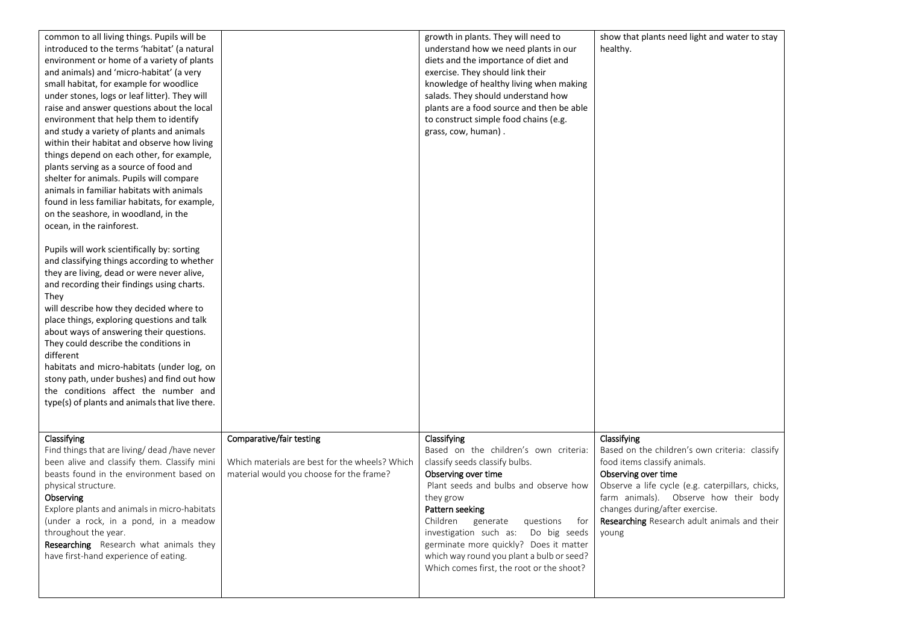| | | | |
|---|---|---|---|
| common to all living things. Pupils will be introduced to the terms 'habitat' (a natural environment or home of a variety of plants and animals) and 'micro-habitat' (a very small habitat, for example for woodlice under stones, logs or leaf litter). They will raise and answer questions about the local environment that help them to identify and study a variety of plants and animals within their habitat and observe how living things depend on each other, for example, plants serving as a source of food and shelter for animals. Pupils will compare animals in familiar habitats with animals found in less familiar habitats, for example, on the seashore, in woodland, in the ocean, in the rainforest.<br><br>Pupils will work scientifically by: sorting and classifying things according to whether they are living, dead or were never alive, and recording their findings using charts. They will describe how they decided where to place things, exploring questions and talk about ways of answering their questions. They could describe the conditions in different habitats and micro-habitats (under log, on stony path, under bushes) and find out how the conditions affect the number and type(s) of plants and animals that live there. | | growth in plants. They will need to understand how we need plants in our diets and the importance of diet and exercise. They should link their knowledge of healthy living when making salads. They should understand how plants are a food source and then be able to construct simple food chains (e.g. grass, cow, human) . | show that plants need light and water to stay healthy. |
| **Classifying**<br>Find things that are living/ dead /have never been alive and classify them. Classify mini beasts found in the environment based on physical structure.<br>**Observing**<br>Explore plants and animals in micro-habitats (under a rock, in a pond, in a meadow throughout the year.<br>**Researching** Research what animals they have first-hand experience of eating. | **Comparative/fair testing**<br><br>Which materials are best for the wheels? Which material would you choose for the frame? | **Classifying**<br>Based on the children's own criteria: classify seeds classify bulbs.<br>**Observing over time**<br>Plant seeds and bulbs and observe how they grow<br>**Pattern seeking**<br>Children generate questions for investigation such as: Do big seeds germinate more quickly? Does it matter which way round you plant a bulb or seed? Which comes first, the root or the shoot? | **Classifying**<br>Based on the children's own criteria: classify food items classify animals.<br>**Observing over time**<br>Observe a life cycle (e.g. caterpillars, chicks, farm animals). Observe how their body changes during/after exercise.<br>**Researching** Research adult animals and their young |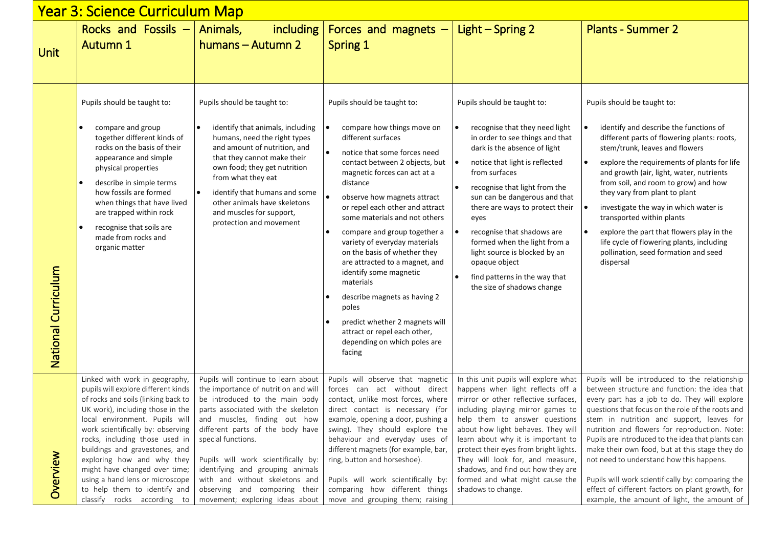# Year 3: Science Curriculum Map

| Unit | Rocks and Fossils – Autumn 1 | Animals, including humans – Autumn 2 | Forces and magnets – Spring 1 | Light – Spring 2 | Plants - Summer 2 |
|---|---|---|---|---|---|
| National Curriculum | Pupils should be taught to:<br>• compare and group together different kinds of rocks on the basis of their appearance and simple physical properties<br>• describe in simple terms how fossils are formed when things that have lived are trapped within rock<br>• recognise that soils are made from rocks and organic matter | Pupils should be taught to:<br>• identify that animals, including humans, need the right types and amount of nutrition, and that they cannot make their own food; they get nutrition from what they eat<br>• identify that humans and some other animals have skeletons and muscles for support, protection and movement | Pupils should be taught to:<br>• compare how things move on different surfaces<br>• notice that some forces need contact between 2 objects, but magnetic forces can act at a distance<br>• observe how magnets attract or repel each other and attract some materials and not others<br>• compare and group together a variety of everyday materials on the basis of whether they are attracted to a magnet, and identify some magnetic materials<br>• describe magnets as having 2 poles<br>• predict whether 2 magnets will attract or repel each other, depending on which poles are facing | Pupils should be taught to:<br>• recognise that they need light in order to see things and that dark is the absence of light<br>• notice that light is reflected from surfaces<br>• recognise that light from the sun can be dangerous and that there are ways to protect their eyes<br>• recognise that shadows are formed when the light from a light source is blocked by an opaque object<br>• find patterns in the way that the size of shadows change | Pupils should be taught to:<br>• identify and describe the functions of different parts of flowering plants: roots, stem/trunk, leaves and flowers<br>• explore the requirements of plants for life and growth (air, light, water, nutrients from soil, and room to grow) and how they vary from plant to plant<br>• investigate the way in which water is transported within plants<br>• explore the part that flowers play in the life cycle of flowering plants, including pollination, seed formation and seed dispersal |
| Overview | Linked with work in geography, pupils will explore different kinds of rocks and soils (linking back to UK work), including those in the local environment. Pupils will work scientifically by: observing rocks, including those used in buildings and gravestones, and exploring how and why they might have changed over time; using a hand lens or microscope to help them to identify and classify rocks according to | Pupils will continue to learn about the importance of nutrition and will be introduced to the main body parts associated with the skeleton and muscles, finding out how different parts of the body have special functions.<br><br>Pupils will work scientifically by: identifying and grouping animals with and without skeletons and observing and comparing their movement; exploring ideas about | Pupils will observe that magnetic forces can act without direct contact, unlike most forces, where direct contact is necessary (for example, opening a door, pushing a swing). They should explore the behaviour and everyday uses of different magnets (for example, bar, ring, button and horseshoe).<br><br>Pupils will work scientifically by: comparing how different things move and grouping them; raising | In this unit pupils will explore what happens when light reflects off a mirror or other reflective surfaces, including playing mirror games to help them to answer questions about how light behaves. They will learn about why it is important to protect their eyes from bright lights. They will look for, and measure, shadows, and find out how they are formed and what might cause the shadows to change. | Pupils will be introduced to the relationship between structure and function: the idea that every part has a job to do. They will explore questions that focus on the role of the roots and stem in nutrition and support, leaves for nutrition and flowers for reproduction. Note: Pupils are introduced to the idea that plants can make their own food, but at this stage they do not need to understand how this happens.<br><br>Pupils will work scientifically by: comparing the effect of different factors on plant growth, for example, the amount of light, the amount of |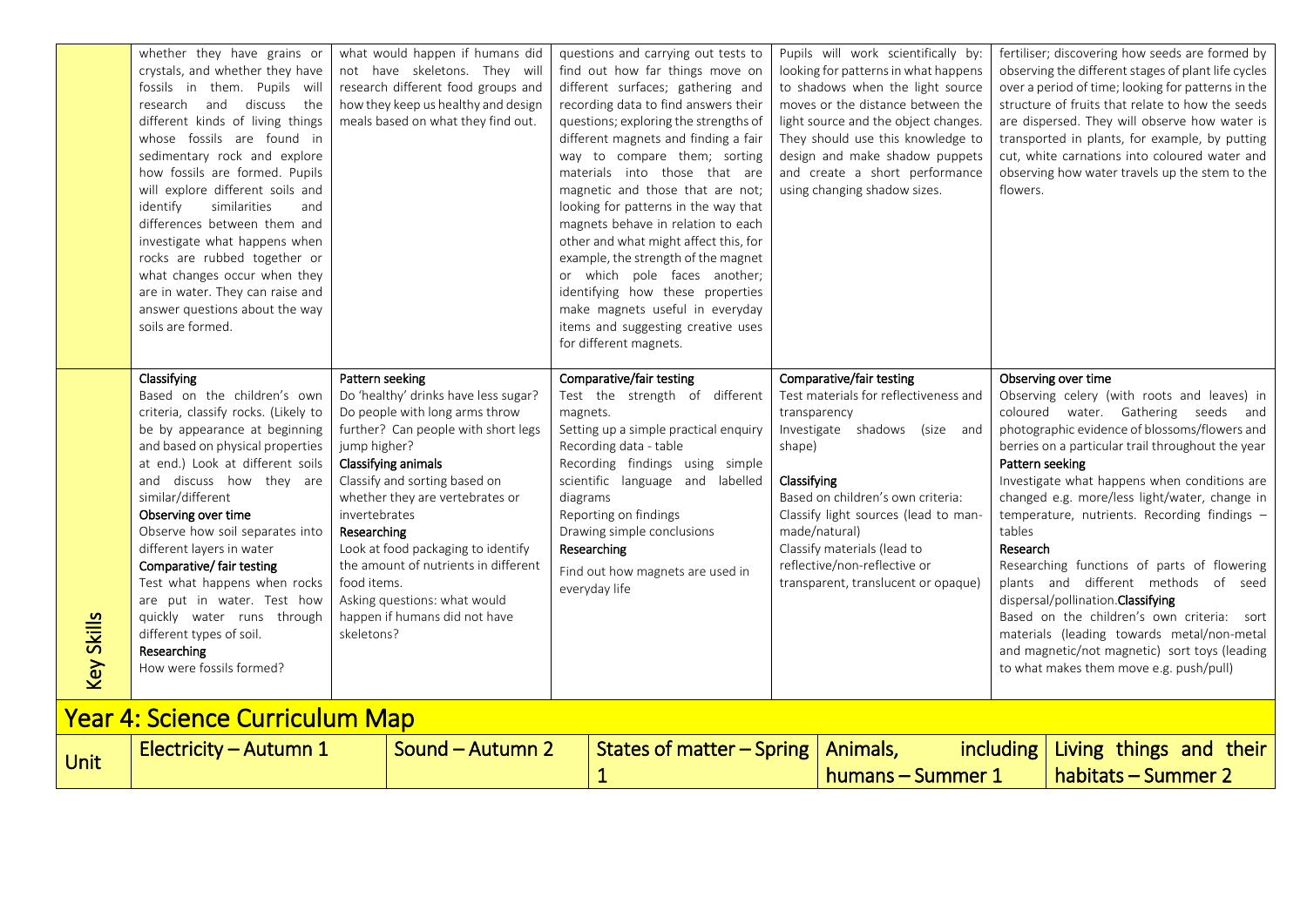| | | | | | |
|---|---|---|---|---|---|
| | whether they have grains or crystals, and whether they have fossils in them. Pupils will research and discuss the different kinds of living things whose fossils are found in sedimentary rock and explore how fossils are formed. Pupils will explore different soils and identify similarities and differences between them and investigate what happens when rocks are rubbed together or what changes occur when they are in water. They can raise and answer questions about the way soils are formed. | what would happen if humans did not have skeletons. They will research different food groups and how they keep us healthy and design meals based on what they find out. | questions and carrying out tests to find out how far things move on different surfaces; gathering and recording data to find answers their questions; exploring the strengths of different magnets and finding a fair way to compare them; sorting materials into those that are magnetic and those that are not; looking for patterns in the way that magnets behave in relation to each other and what might affect this, for example, the strength of the magnet or which pole faces another; identifying how these properties make magnets useful in everyday items and suggesting creative uses for different magnets. | Pupils will work scientifically by: looking for patterns in what happens to shadows when the light source moves or the distance between the light source and the object changes. They should use this knowledge to design and make shadow puppets and create a short performance using changing shadow sizes. | fertiliser; discovering how seeds are formed by observing the different stages of plant life cycles over a period of time; looking for patterns in the structure of fruits that relate to how the seeds are dispersed. They will observe how water is transported in plants, for example, by putting cut, white carnations into coloured water and observing how water travels up the stem to the flowers. |
| Key Skills | **Classifying**<br>Based on the children's own criteria, classify rocks. (Likely to be by appearance at beginning and based on physical properties at end.) Look at different soils and discuss how they are similar/different<br>**Observing over time**<br>Observe how soil separates into different layers in water<br>**Comparative/ fair testing**<br>Test what happens when rocks are put in water. Test how quickly water runs through different types of soil.<br>**Researching**<br>How were fossils formed? | **Pattern seeking**<br>Do 'healthy' drinks have less sugar? Do people with long arms throw further? Can people with short legs jump higher?<br>**Classifying animals**<br>Classify and sorting based on whether they are vertebrates or invertebrates<br>**Researching**<br>Look at food packaging to identify the amount of nutrients in different food items.<br>Asking questions: what would happen if humans did not have skeletons? | **Comparative/fair testing**<br>Test the strength of different magnets.<br>Setting up a simple practical enquiry<br>Recording data - table<br>Recording findings using simple scientific language and labelled diagrams<br>Reporting on findings<br>Drawing simple conclusions<br>**Researching**<br>Find out how magnets are used in everyday life | **Comparative/fair testing**<br>Test materials for reflectiveness and transparency<br>Investigate shadows (size and shape)<br>**Classifying**<br>Based on children's own criteria:<br>Classify light sources (lead to man-made/natural)<br>Classify materials (lead to reflective/non-reflective or transparent, translucent or opaque) | **Observing over time**<br>Observing celery (with roots and leaves) in coloured water. Gathering seeds and photographic evidence of blossoms/flowers and berries on a particular trail throughout the year<br>**Pattern seeking**<br>Investigate what happens when conditions are changed e.g. more/less light/water, change in temperature, nutrients. Recording findings – tables<br>**Research**<br>Researching functions of parts of flowering plants and different methods of seed dispersal/pollination.**Classifying**<br>Based on the children's own criteria: sort materials (leading towards metal/non-metal and magnetic/not magnetic) sort toys (leading to what makes them move e.g. push/pull) |

## Year 4: Science Curriculum Map

| Unit | Electricity – Autumn 1 | Sound – Autumn 2 | States of matter – Spring 1 | Animals, including humans – Summer 1 | Living things and their habitats – Summer 2 |
|---|---|---|---|---|---|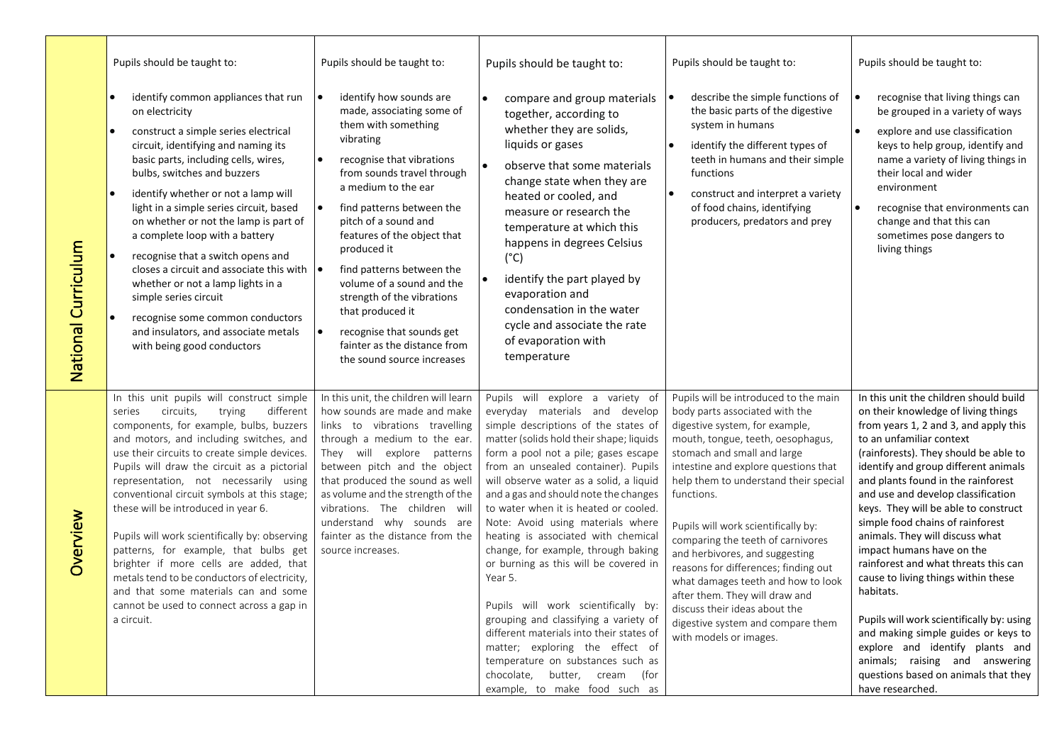| | | | | | |
|---|---|---|---|---|---|
| **National Curriculum** | Pupils should be taught to:<br><br>• identify common appliances that run on electricity<br>• construct a simple series electrical circuit, identifying and naming its basic parts, including cells, wires, bulbs, switches and buzzers<br>• identify whether or not a lamp will light in a simple series circuit, based on whether or not the lamp is part of a complete loop with a battery<br>• recognise that a switch opens and closes a circuit and associate this with whether or not a lamp lights in a simple series circuit<br>• recognise some common conductors and insulators, and associate metals with being good conductors | Pupils should be taught to:<br><br>• identify how sounds are made, associating some of them with something vibrating<br>• recognise that vibrations from sounds travel through a medium to the ear<br>• find patterns between the pitch of a sound and features of the object that produced it<br>• find patterns between the volume of a sound and the strength of the vibrations that produced it<br>• recognise that sounds get fainter as the distance from the sound source increases | Pupils should be taught to:<br><br>• compare and group materials together, according to whether they are solids, liquids or gases<br>• observe that some materials change state when they are heated or cooled, and measure or research the temperature at which this happens in degrees Celsius (°C)<br>• identify the part played by evaporation and condensation in the water cycle and associate the rate of evaporation with temperature | Pupils should be taught to:<br><br>• describe the simple functions of the basic parts of the digestive system in humans<br>• identify the different types of teeth in humans and their simple functions<br>• construct and interpret a variety of food chains, identifying producers, predators and prey | Pupils should be taught to:<br><br>• recognise that living things can be grouped in a variety of ways<br>• explore and use classification keys to help group, identify and name a variety of living things in their local and wider environment<br>• recognise that environments can change and that this can sometimes pose dangers to living things |
| **Overview** | In this unit pupils will construct simple series circuits, trying different components, for example, bulbs, buzzers and motors, and including switches, and use their circuits to create simple devices. Pupils will draw the circuit as a pictorial representation, not necessarily using conventional circuit symbols at this stage; these will be introduced in year 6.<br><br>Pupils will work scientifically by: observing patterns, for example, that bulbs get brighter if more cells are added, that metals tend to be conductors of electricity, and that some materials can and some cannot be used to connect across a gap in a circuit. | In this unit, the children will learn how sounds are made and make links to vibrations travelling through a medium to the ear. They will explore patterns between pitch and the object that produced the sound as well as volume and the strength of the vibrations. The children will understand why sounds are fainter as the distance from the source increases. | Pupils will explore a variety of everyday materials and develop simple descriptions of the states of matter (solids hold their shape; liquids form a pool not a pile; gases escape from an unsealed container). Pupils will observe water as a solid, a liquid and a gas and should note the changes to water when it is heated or cooled. Note: Avoid using materials where heating is associated with chemical change, for example, through baking or burning as this will be covered in Year 5.<br><br>Pupils will work scientifically by: grouping and classifying a variety of different materials into their states of matter; exploring the effect of temperature on substances such as chocolate, butter, cream (for example, to make food such as | Pupils will be introduced to the main body parts associated with the digestive system, for example, mouth, tongue, teeth, oesophagus, stomach and small and large intestine and explore questions that help them to understand their special functions.<br><br>Pupils will work scientifically by: comparing the teeth of carnivores and herbivores, and suggesting reasons for differences; finding out what damages teeth and how to look after them. They will draw and discuss their ideas about the digestive system and compare them with models or images. | In this unit the children should build on their knowledge of living things from years 1, 2 and 3, and apply this to an unfamiliar context (rainforests). They should be able to identify and group different animals and plants found in the rainforest and use and develop classification keys. They will be able to construct simple food chains of rainforest animals. They will discuss what impact humans have on the rainforest and what threats this can cause to living things within these habitats.<br><br>Pupils will work scientifically by: using and making simple guides or keys to explore and identify plants and animals; raising and answering questions based on animals that they have researched. |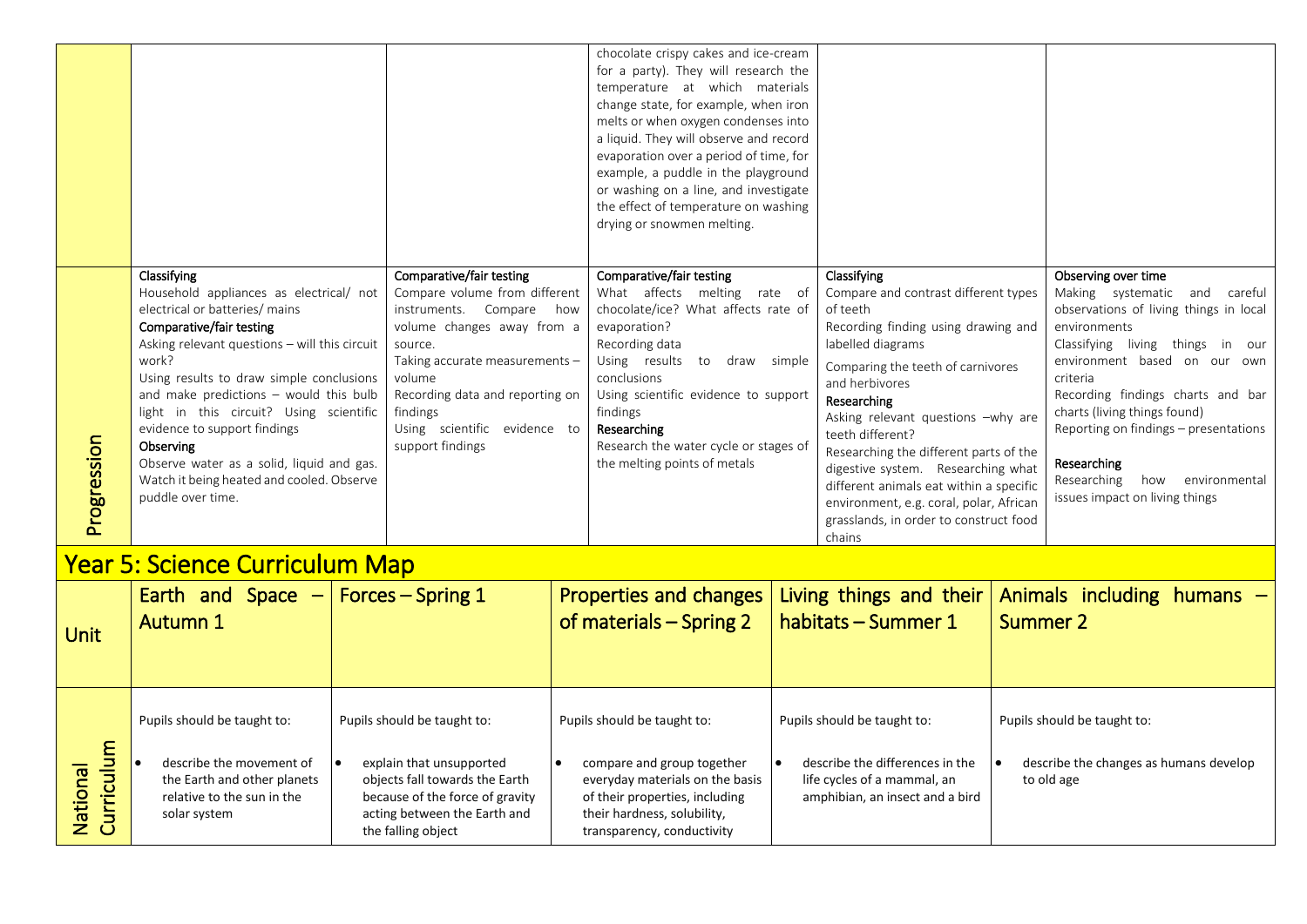| | | | | | |
|---|---|---|---|---|---|
| | | | chocolate crispy cakes and ice-cream for a party). They will research the temperature at which materials change state, for example, when iron melts or when oxygen condenses into a liquid. They will observe and record evaporation over a period of time, for example, a puddle in the playground or washing on a line, and investigate the effect of temperature on washing drying or snowmen melting. | | |
| **Progression** | **Classifying**<br>Household appliances as electrical/ not electrical or batteries/ mains<br>**Comparative/fair testing**<br>Asking relevant questions – will this circuit work?<br>Using results to draw simple conclusions and make predictions – would this bulb light in this circuit? Using scientific evidence to support findings<br>**Observing**<br>Observe water as a solid, liquid and gas. Watch it being heated and cooled. Observe puddle over time. | **Comparative/fair testing**<br>Compare volume from different instruments. Compare how volume changes away from a source.<br>Taking accurate measurements – volume<br>Recording data and reporting on findings<br>Using scientific evidence to support findings | **Comparative/fair testing**<br>What affects melting rate of chocolate/ice? What affects rate of evaporation?<br>Recording data<br>Using results to draw simple conclusions<br>Using scientific evidence to support findings<br>**Researching**<br>Research the water cycle or stages of the melting points of metals | **Classifying**<br>Compare and contrast different types of teeth<br>Recording finding using drawing and labelled diagrams<br>Comparing the teeth of carnivores and herbivores<br>**Researching**<br>Asking relevant questions –why are teeth different?<br>Researching the different parts of the digestive system. Researching what different animals eat within a specific environment, e.g. coral, polar, African grasslands, in order to construct food chains | **Observing over time**<br>Making systematic and careful observations of living things in local environments<br>Classifying living things in our environment based on our own criteria<br>Recording findings charts and bar charts (living things found)<br>Reporting on findings – presentations<br><br>**Researching**<br>Researching how environmental issues impact on living things |

## Year 5: Science Curriculum Map

| Unit | Earth and Space – Autumn 1 | Forces – Spring 1 | Properties and changes of materials – Spring 2 | Living things and their habitats – Summer 1 | Animals including humans – Summer 2 |
|---|---|---|---|---|---|
| National Curriculum | Pupils should be taught to:<br>• describe the movement of the Earth and other planets relative to the sun in the solar system | Pupils should be taught to:<br>• explain that unsupported objects fall towards the Earth because of the force of gravity acting between the Earth and the falling object | Pupils should be taught to:<br>• compare and group together everyday materials on the basis of their properties, including their hardness, solubility, transparency, conductivity | Pupils should be taught to:<br>• describe the differences in the life cycles of a mammal, an amphibian, an insect and a bird | Pupils should be taught to:<br>• describe the changes as humans develop to old age |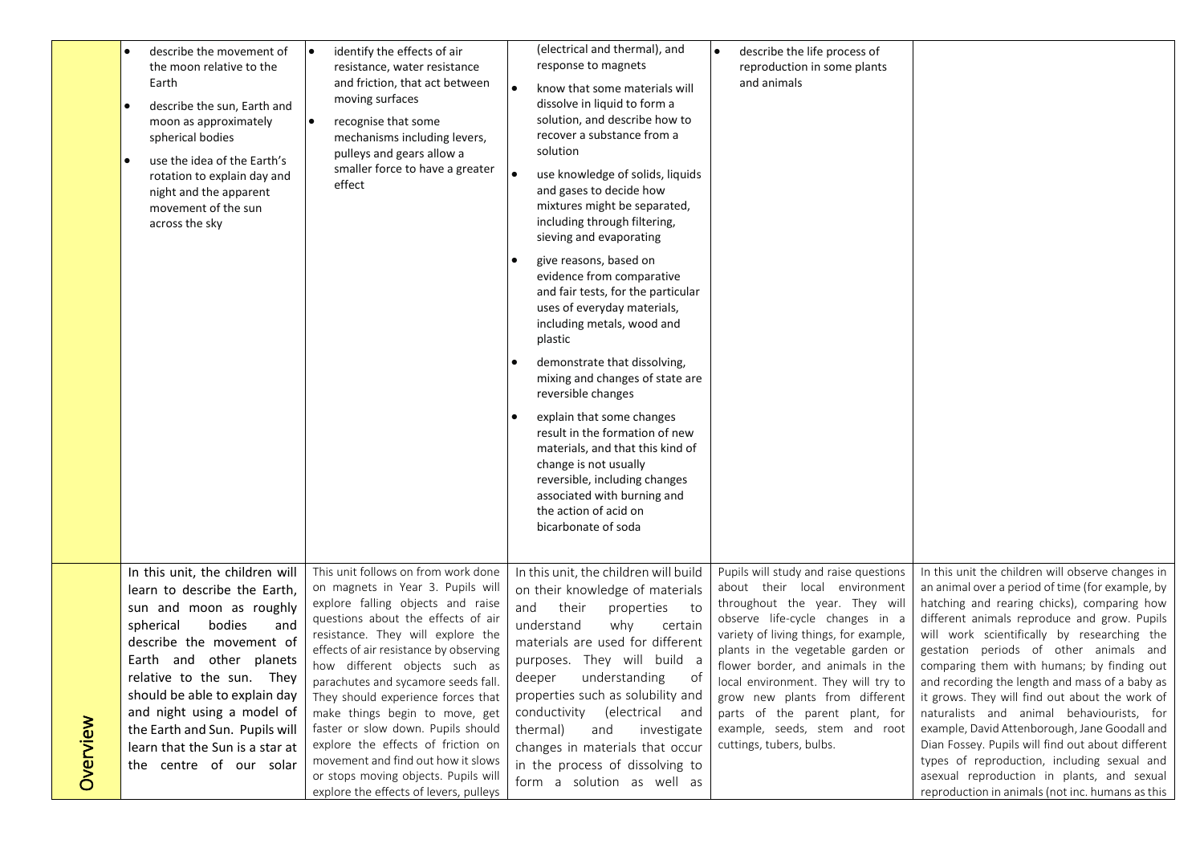|  |  |  |  |  |  |
|---|---|---|---|---|---|
|  | • describe the movement of the moon relative to the Earth<br>• describe the sun, Earth and moon as approximately spherical bodies<br>• use the idea of the Earth's rotation to explain day and night and the apparent movement of the sun across the sky | • identify the effects of air resistance, water resistance and friction, that act between moving surfaces<br>• recognise that some mechanisms including levers, pulleys and gears allow a smaller force to have a greater effect | (electrical and thermal), and response to magnets<br>• know that some materials will dissolve in liquid to form a solution, and describe how to recover a substance from a solution<br>• use knowledge of solids, liquids and gases to decide how mixtures might be separated, including through filtering, sieving and evaporating<br>• give reasons, based on evidence from comparative and fair tests, for the particular uses of everyday materials, including metals, wood and plastic<br>• demonstrate that dissolving, mixing and changes of state are reversible changes<br>• explain that some changes result in the formation of new materials, and that this kind of change is not usually reversible, including changes associated with burning and the action of acid on bicarbonate of soda | • describe the life process of reproduction in some plants and animals |  |
| Overview | In this unit, the children will learn to describe the Earth, sun and moon as roughly spherical bodies and describe the movement of Earth and other planets relative to the sun. They should be able to explain day and night using a model of the Earth and Sun. Pupils will learn that the Sun is a star at the centre of our solar | This unit follows on from work done on magnets in Year 3. Pupils will explore falling objects and raise questions about the effects of air resistance. They will explore the effects of air resistance by observing how different objects such as parachutes and sycamore seeds fall. They should experience forces that make things begin to move, get faster or slow down. Pupils should explore the effects of friction on movement and find out how it slows or stops moving objects. Pupils will explore the effects of levers, pulleys | In this unit, the children will build on their knowledge of materials and their properties to understand why certain materials are used for different purposes. They will build a deeper understanding of properties such as solubility and conductivity (electrical and thermal) and investigate changes in materials that occur in the process of dissolving to form a solution as well as | Pupils will study and raise questions about their local environment throughout the year. They will observe life-cycle changes in a variety of living things, for example, plants in the vegetable garden or flower border, and animals in the local environment. They will try to grow new plants from different parts of the parent plant, for example, seeds, stem and root cuttings, tubers, bulbs. | In this unit the children will observe changes in an animal over a period of time (for example, by hatching and rearing chicks), comparing how different animals reproduce and grow. Pupils will work scientifically by researching the gestation periods of other animals and comparing them with humans; by finding out and recording the length and mass of a baby as it grows. They will find out about the work of naturalists and animal behaviourists, for example, David Attenborough, Jane Goodall and Dian Fossey. Pupils will find out about different types of reproduction, including sexual and asexual reproduction in plants, and sexual reproduction in animals (not inc. humans as this |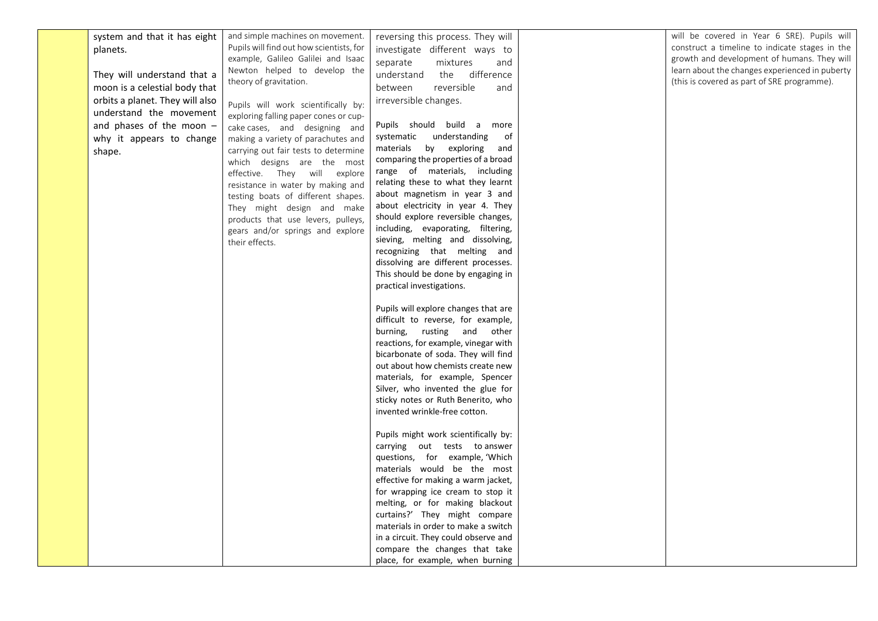|  | system and that it has eight planets.<br><br>They will understand that a moon is a celestial body that orbits a planet. They will also understand the movement and phases of the moon – why it appears to change shape. | and simple machines on movement. Pupils will find out how scientists, for example, Galileo Galilei and Isaac Newton helped to develop the theory of gravitation.<br><br>Pupils will work scientifically by: exploring falling paper cones or cup-cake cases, and designing and making a variety of parachutes and carrying out fair tests to determine which designs are the most effective. They will explore resistance in water by making and testing boats of different shapes. They might design and make products that use levers, pulleys, gears and/or springs and explore their effects. | reversing this process. They will investigate different ways to separate mixtures and understand the difference between reversible and irreversible changes.<br><br>Pupils should build a more systematic understanding of materials by exploring and comparing the properties of a broad range of materials, including relating these to what they learnt about magnetism in year 3 and about electricity in year 4. They should explore reversible changes, including, evaporating, filtering, sieving, melting and dissolving, recognizing that melting and dissolving are different processes. This should be done by engaging in practical investigations.<br><br>Pupils will explore changes that are difficult to reverse, for example, burning, rusting and other reactions, for example, vinegar with bicarbonate of soda. They will find out about how chemists create new materials, for example, Spencer Silver, who invented the glue for sticky notes or Ruth Benerito, who invented wrinkle-free cotton.<br><br>Pupils might work scientifically by: carrying out tests to answer questions, for example, 'Which materials would be the most effective for making a warm jacket, for wrapping ice cream to stop it melting, or for making blackout curtains?' They might compare materials in order to make a switch in a circuit. They could observe and compare the changes that take place, for example, when burning |  | will be covered in Year 6 SRE). Pupils will construct a timeline to indicate stages in the growth and development of humans. They will learn about the changes experienced in puberty (this is covered as part of SRE programme). |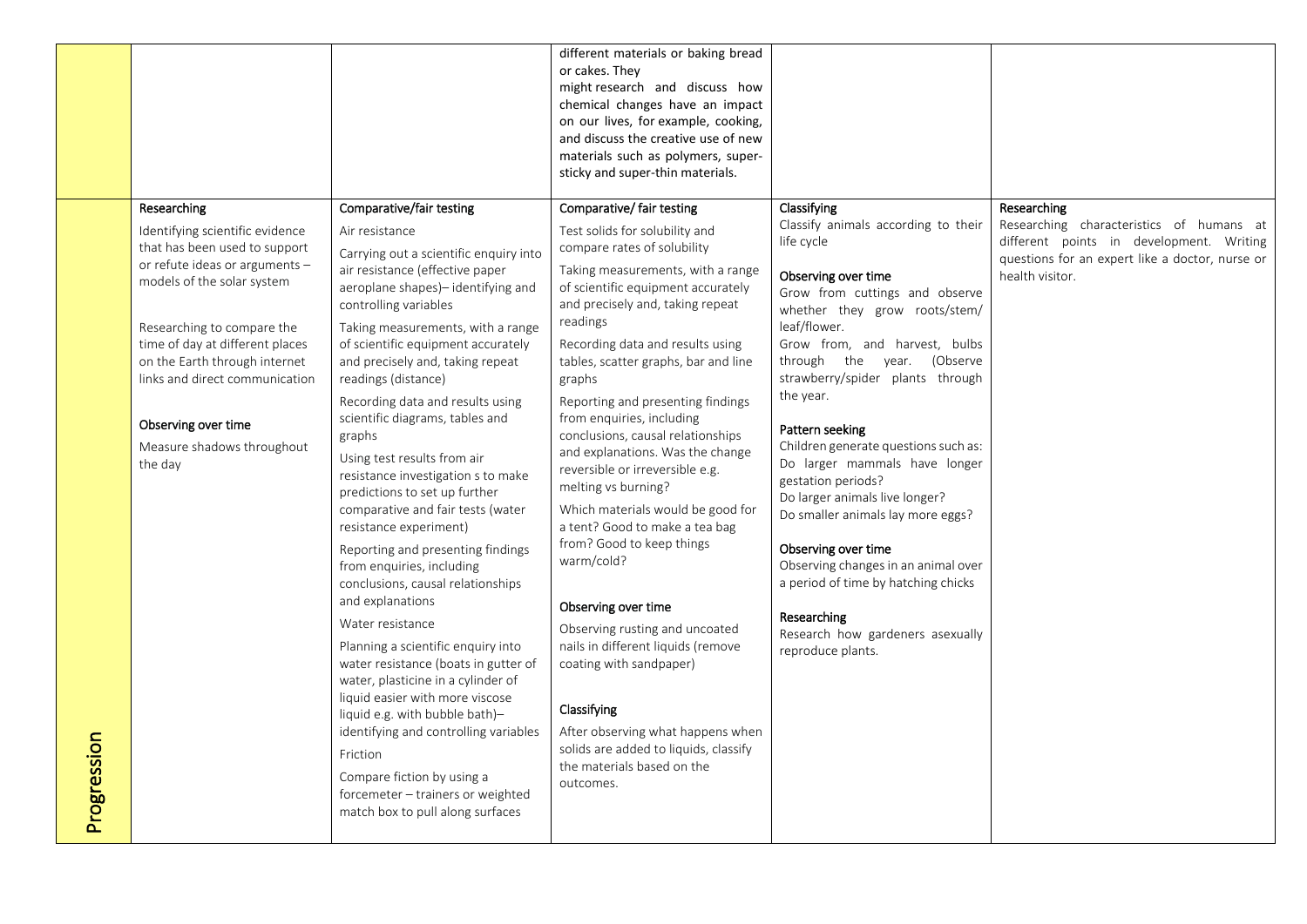| | | | | | |
|---|---|---|---|---|---|
| | | | different materials or baking bread or cakes. They might research and discuss how chemical changes have an impact on our lives, for example, cooking, and discuss the creative use of new materials such as polymers, super-sticky and super-thin materials. | | |
| Progression | **Researching**<br><br>Identifying scientific evidence that has been used to support or refute ideas or arguments – models of the solar system<br><br>Researching to compare the time of day at different places on the Earth through internet links and direct communication<br><br>**Observing over time**<br><br>Measure shadows throughout the day | **Comparative/fair testing**<br><br>Air resistance<br><br>Carrying out a scientific enquiry into air resistance (effective paper aeroplane shapes)– identifying and controlling variables<br><br>Taking measurements, with a range of scientific equipment accurately and precisely and, taking repeat readings (distance)<br><br>Recording data and results using scientific diagrams, tables and graphs<br><br>Using test results from air resistance investigation s to make predictions to set up further comparative and fair tests (water resistance experiment)<br><br>Reporting and presenting findings from enquiries, including conclusions, causal relationships and explanations<br><br>Water resistance<br><br>Planning a scientific enquiry into water resistance (boats in gutter of water, plasticine in a cylinder of liquid easier with more viscose liquid e.g. with bubble bath)– identifying and controlling variables<br><br>Friction<br><br>Compare fiction by using a forcemeter – trainers or weighted match box to pull along surfaces | **Comparative/ fair testing**<br><br>Test solids for solubility and compare rates of solubility<br><br>Taking measurements, with a range of scientific equipment accurately and precisely and, taking repeat readings<br><br>Recording data and results using tables, scatter graphs, bar and line graphs<br><br>Reporting and presenting findings from enquiries, including conclusions, causal relationships and explanations. Was the change reversible or irreversible e.g. melting vs burning?<br><br>Which materials would be good for a tent? Good to make a tea bag from? Good to keep things warm/cold?<br><br>**Observing over time**<br><br>Observing rusting and uncoated nails in different liquids (remove coating with sandpaper)<br><br>**Classifying**<br><br>After observing what happens when solids are added to liquids, classify the materials based on the outcomes. | **Classifying**<br>Classify animals according to their life cycle<br><br>**Observing over time**<br>Grow from cuttings and observe whether they grow roots/stem/ leaf/flower.<br>Grow from, and harvest, bulbs through the year. (Observe strawberry/spider plants through the year.<br><br>**Pattern seeking**<br>Children generate questions such as:<br>Do larger mammals have longer gestation periods?<br>Do larger animals live longer?<br>Do smaller animals lay more eggs?<br><br>**Observing over time**<br>Observing changes in an animal over a period of time by hatching chicks<br><br>**Researching**<br>Research how gardeners asexually reproduce plants. | **Researching**<br>Researching characteristics of humans at different points in development. Writing questions for an expert like a doctor, nurse or health visitor. |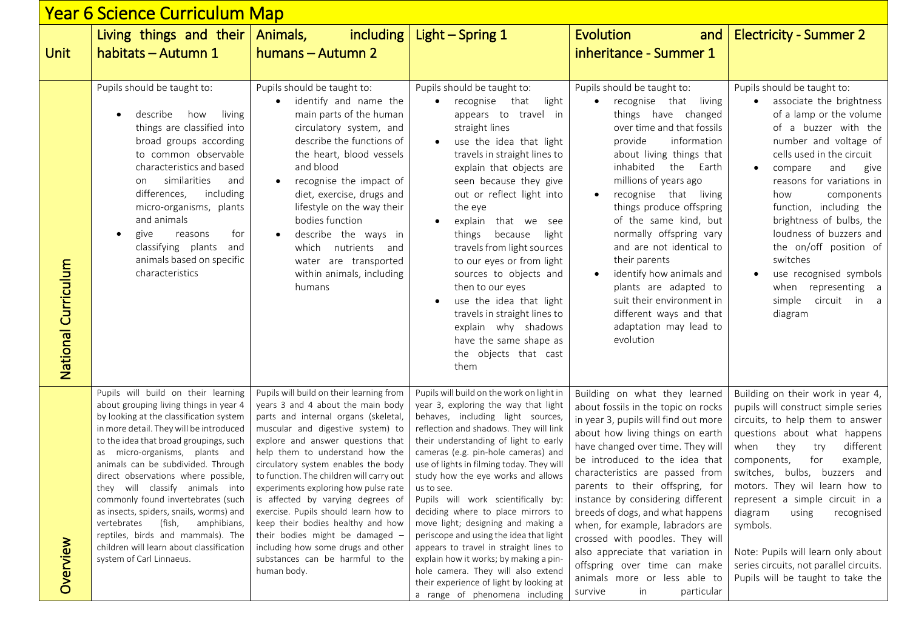# Year 6 Science Curriculum Map

| Unit | Living things and their habitats – Autumn 1 | Animals, including humans – Autumn 2 | Light – Spring 1 | Evolution and inheritance - Summer 1 | Electricity - Summer 2 |
|---|---|---|---|---|---|
| National Curriculum | Pupils should be taught to:<br>• describe how living things are classified into broad groups according to common observable characteristics and based on similarities and differences, including micro-organisms, plants and animals<br>• give reasons for classifying plants and animals based on specific characteristics | Pupils should be taught to:<br>• identify and name the main parts of the human circulatory system, and describe the functions of the heart, blood vessels and blood<br>• recognise the impact of diet, exercise, drugs and lifestyle on the way their bodies function<br>• describe the ways in which nutrients and water are transported within animals, including humans | Pupils should be taught to:<br>• recognise that light appears to travel in straight lines<br>• use the idea that light travels in straight lines to explain that objects are seen because they give out or reflect light into the eye<br>• explain that we see things because light travels from light sources to our eyes or from light sources to objects and then to our eyes<br>• use the idea that light travels in straight lines to explain why shadows have the same shape as the objects that cast them | Pupils should be taught to:<br>• recognise that living things have changed over time and that fossils provide information about living things that inhabited the Earth millions of years ago<br>• recognise that living things produce offspring of the same kind, but normally offspring vary and are not identical to their parents<br>• identify how animals and plants are adapted to suit their environment in different ways and that adaptation may lead to evolution | Pupils should be taught to:<br>• associate the brightness of a lamp or the volume of a buzzer with the number and voltage of cells used in the circuit<br>• compare and give reasons for variations in how components function, including the brightness of bulbs, the loudness of buzzers and the on/off position of switches<br>• use recognised symbols when representing a simple circuit in a diagram |
| Overview | Pupils will build on their learning about grouping living things in year 4 by looking at the classification system in more detail. They will be introduced to the idea that broad groupings, such as micro-organisms, plants and animals can be subdivided. Through direct observations where possible, they will classify animals into commonly found invertebrates (such as insects, spiders, snails, worms) and vertebrates (fish, amphibians, reptiles, birds and mammals). The children will learn about classification system of Carl Linnaeus. | Pupils will build on their learning from years 3 and 4 about the main body parts and internal organs (skeletal, muscular and digestive system) to explore and answer questions that help them to understand how the circulatory system enables the body to function. The children will carry out experiments exploring how pulse rate is affected by varying degrees of exercise. Pupils should learn how to keep their bodies healthy and how their bodies might be damaged – including how some drugs and other substances can be harmful to the human body. | Pupils will build on the work on light in year 3, exploring the way that light behaves, including light sources, reflection and shadows. They will link their understanding of light to early cameras (e.g. pin-hole cameras) and use of lights in filming today. They will study how the eye works and allows us to see.<br>Pupils will work scientifically by: deciding where to place mirrors to move light; designing and making a periscope and using the idea that light appears to travel in straight lines to explain how it works; by making a pin-hole camera. They will also extend their experience of light by looking at a range of phenomena including | Building on what they learned about fossils in the topic on rocks in year 3, pupils will find out more about how living things on earth have changed over time. They will be introduced to the idea that characteristics are passed from parents to their offspring, for instance by considering different breeds of dogs, and what happens when, for example, labradors are crossed with poodles. They will also appreciate that variation in offspring over time can make animals more or less able to survive in particular | Building on their work in year 4, pupils will construct simple series circuits, to help them to answer questions about what happens when they try different components, for example, switches, bulbs, buzzers and motors. They wil learn how to represent a simple circuit in a diagram using recognised symbols.<br><br>Note: Pupils will learn only about series circuits, not parallel circuits. Pupils will be taught to take the |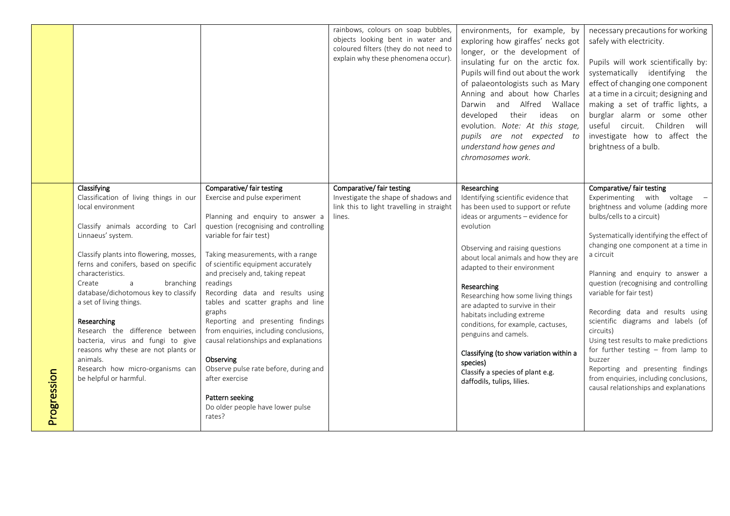| | | | | | |
|---|---|---|---|---|---|
| | | | rainbows, colours on soap bubbles, objects looking bent in water and coloured filters (they do not need to explain why these phenomena occur). | environments, for example, by exploring how giraffes' necks got longer, or the development of insulating fur on the arctic fox. Pupils will find out about the work of palaeontologists such as Mary Anning and about how Charles Darwin and Alfred Wallace developed their ideas on evolution. *Note: At this stage, pupils are not expected to understand how genes and chromosomes work.* | necessary precautions for working safely with electricity.<br><br>Pupils will work scientifically by: systematically identifying the effect of changing one component at a time in a circuit; designing and making a set of traffic lights, a burglar alarm or some other useful circuit. Children will investigate how to affect the brightness of a bulb. |
| **Progression** | **Classifying**<br>Classification of living things in our local environment<br><br>Classify animals according to Carl Linnaeus' system.<br><br>Classify plants into flowering, mosses, ferns and conifers, based on specific characteristics.<br>Create a branching database/dichotomous key to classify a set of living things.<br><br>**Researching**<br>Research the difference between bacteria, virus and fungi to give reasons why these are not plants or animals.<br>Research how micro-organisms can be helpful or harmful. | **Comparative/ fair testing**<br>Exercise and pulse experiment<br><br>Planning and enquiry to answer a question (recognising and controlling variable for fair test)<br><br>Taking measurements, with a range of scientific equipment accurately and precisely and, taking repeat readings<br>Recording data and results using tables and scatter graphs and line graphs<br>Reporting and presenting findings from enquiries, including conclusions, causal relationships and explanations<br><br>**Observing**<br>Observe pulse rate before, during and after exercise<br><br>**Pattern seeking**<br>Do older people have lower pulse rates? | **Comparative/ fair testing**<br>Investigate the shape of shadows and link this to light travelling in straight lines. | **Researching**<br>Identifying scientific evidence that has been used to support or refute ideas or arguments – evidence for evolution<br><br>Observing and raising questions about local animals and how they are adapted to their environment<br><br>**Researching**<br>Researching how some living things are adapted to survive in their habitats including extreme conditions, for example, cactuses, penguins and camels.<br><br>**Classifying (to show variation within a species)**<br>Classify a species of plant e.g. daffodils, tulips, lilies. | **Comparative/ fair testing**<br>Experimenting with voltage – brightness and volume (adding more bulbs/cells to a circuit)<br><br>Systematically identifying the effect of changing one component at a time in a circuit<br><br>Planning and enquiry to answer a question (recognising and controlling variable for fair test)<br><br>Recording data and results using scientific diagrams and labels (of circuits)<br>Using test results to make predictions for further testing – from lamp to buzzer<br>Reporting and presenting findings from enquiries, including conclusions, causal relationships and explanations |